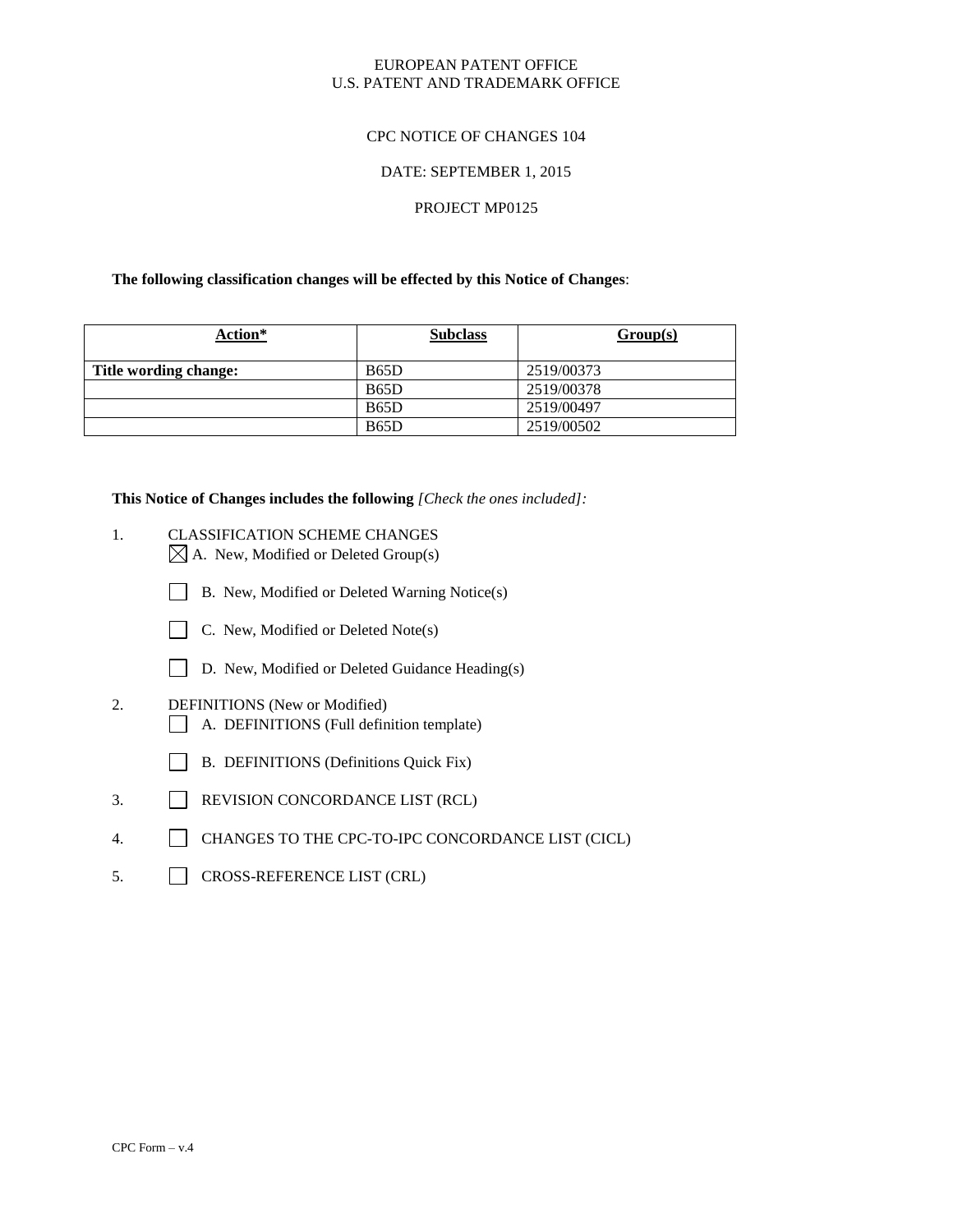EUROPEAN PATENT OFFICE
U.S. PATENT AND TRADEMARK OFFICE

CPC NOTICE OF CHANGES 104

DATE: SEPTEMBER 1, 2015

PROJECT MP0125

**The following classification changes will be effected by this Notice of Changes**:

| Action* | Subclass | Group(s) |
|---|---|---|
| **Title wording change:** | B65D | 2519/00373 |
| | B65D | 2519/00378 |
| | B65D | 2519/00497 |
| | B65D | 2519/00502 |

**This Notice of Changes includes the following** *[Check the ones included]:*

1. CLASSIFICATION SCHEME CHANGES
   - ☒ A. New, Modified or Deleted Group(s)
   - ☐ B. New, Modified or Deleted Warning Notice(s)
   - ☐ C. New, Modified or Deleted Note(s)
   - ☐ D. New, Modified or Deleted Guidance Heading(s)
2. DEFINITIONS (New or Modified)
   - ☐ A. DEFINITIONS (Full definition template)
   - ☐ B. DEFINITIONS (Definitions Quick Fix)
3. ☐ REVISION CONCORDANCE LIST (RCL)
4. ☐ CHANGES TO THE CPC-TO-IPC CONCORDANCE LIST (CICL)
5. ☐ CROSS-REFERENCE LIST (CRL)

CPC Form – v.4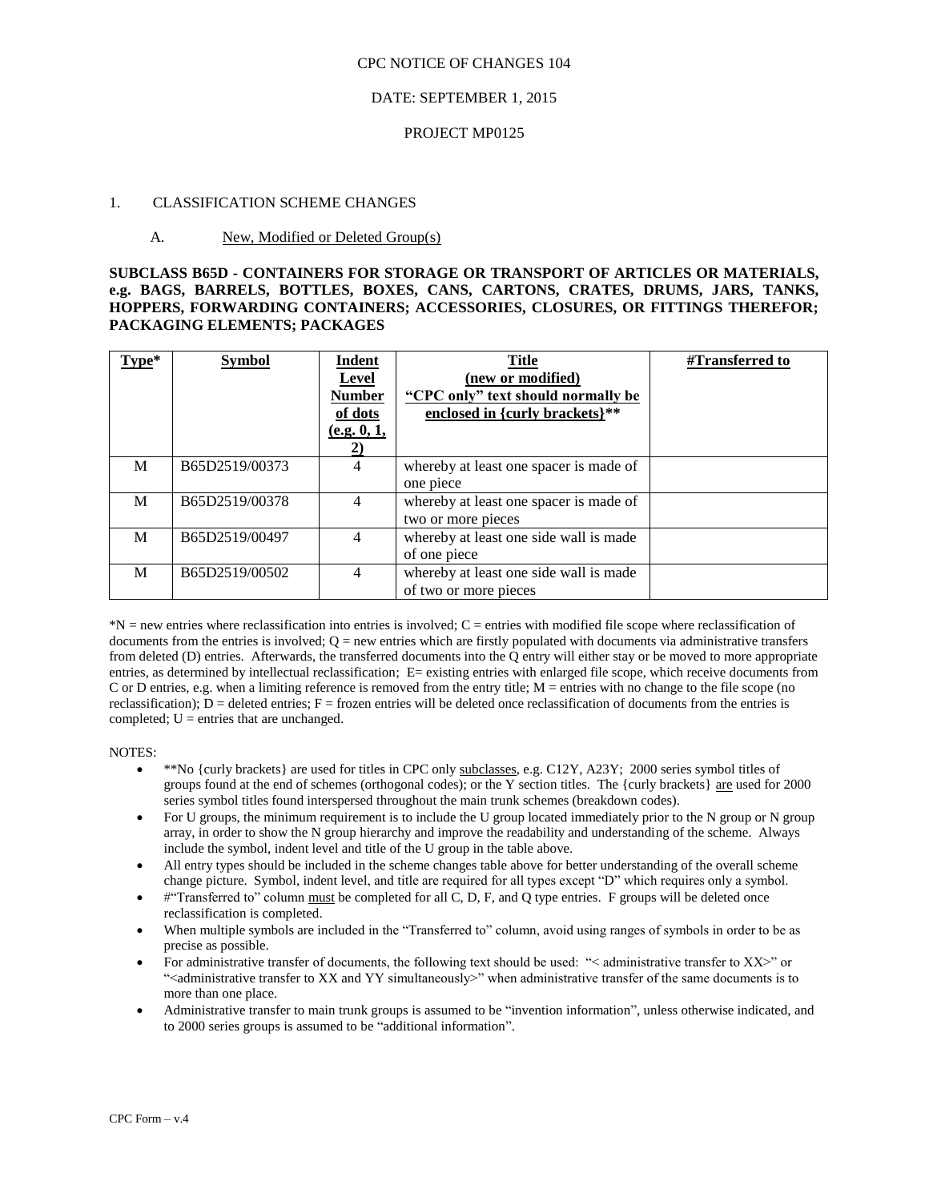CPC NOTICE OF CHANGES 104

DATE: SEPTEMBER 1, 2015

PROJECT MP0125

1. CLASSIFICATION SCHEME CHANGES

A. New, Modified or Deleted Group(s)

**SUBCLASS B65D - CONTAINERS FOR STORAGE OR TRANSPORT OF ARTICLES OR MATERIALS, e.g. BAGS, BARRELS, BOTTLES, BOXES, CANS, CARTONS, CRATES, DRUMS, JARS, TANKS, HOPPERS, FORWARDING CONTAINERS; ACCESSORIES, CLOSURES, OR FITTINGS THEREFOR; PACKAGING ELEMENTS; PACKAGES**

| Type* | Symbol | Indent Level Number of dots (e.g. 0, 1, 2) | Title (new or modified) "CPC only" text should normally be enclosed in {curly brackets}** | #Transferred to |
|---|---|---|---|---|
| M | B65D2519/00373 | 4 | whereby at least one spacer is made of one piece | |
| M | B65D2519/00378 | 4 | whereby at least one spacer is made of two or more pieces | |
| M | B65D2519/00497 | 4 | whereby at least one side wall is made of one piece | |
| M | B65D2519/00502 | 4 | whereby at least one side wall is made of two or more pieces | |

*N = new entries where reclassification into entries is involved; C = entries with modified file scope where reclassification of documents from the entries is involved; Q = new entries which are firstly populated with documents via administrative transfers from deleted (D) entries. Afterwards, the transferred documents into the Q entry will either stay or be moved to more appropriate entries, as determined by intellectual reclassification; E= existing entries with enlarged file scope, which receive documents from C or D entries, e.g. when a limiting reference is removed from the entry title; M = entries with no change to the file scope (no reclassification); D = deleted entries; F = frozen entries will be deleted once reclassification of documents from the entries is completed; U = entries that are unchanged.

NOTES:

- **No {curly brackets} are used for titles in CPC only subclasses, e.g. C12Y, A23Y; 2000 series symbol titles of groups found at the end of schemes (orthogonal codes); or the Y section titles. The {curly brackets} are used for 2000 series symbol titles found interspersed throughout the main trunk schemes (breakdown codes).
- For U groups, the minimum requirement is to include the U group located immediately prior to the N group or N group array, in order to show the N group hierarchy and improve the readability and understanding of the scheme. Always include the symbol, indent level and title of the U group in the table above.
- All entry types should be included in the scheme changes table above for better understanding of the overall scheme change picture. Symbol, indent level, and title are required for all types except "D" which requires only a symbol.
- #"Transferred to" column must be completed for all C, D, F, and Q type entries. F groups will be deleted once reclassification is completed.
- When multiple symbols are included in the "Transferred to" column, avoid using ranges of symbols in order to be as precise as possible.
- For administrative transfer of documents, the following text should be used: "< administrative transfer to XX>" or "<administrative transfer to XX and YY simultaneously>" when administrative transfer of the same documents is to more than one place.
- Administrative transfer to main trunk groups is assumed to be "invention information", unless otherwise indicated, and to 2000 series groups is assumed to be "additional information".

CPC Form – v.4